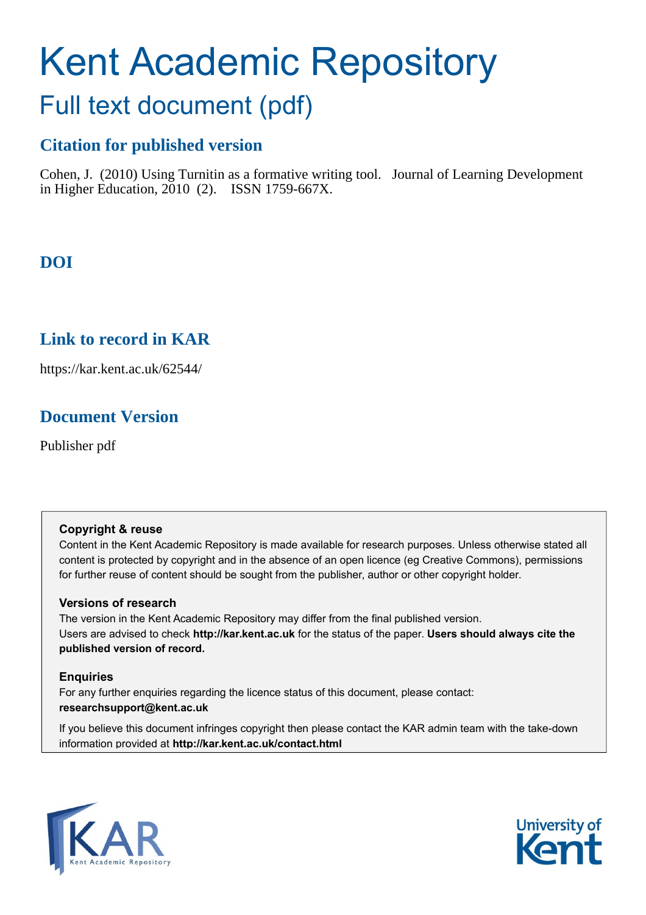# Kent Academic Repository

## Full text document (pdf)

### Citation for published version

Cohen, J. (2010) Using Turnitin as a formative writing tool. Journal of Learning Development in Higher Education, 2010 (2). ISSN 1759-667X.

### DOI

### Link to record in KAR

https://kar.kent.ac.uk/62544/

### Document Version

Publisher pdf

**Copyright & reuse**

Content in the Kent Academic Repository is made available for research purposes. Unless otherwise stated all content is protected by copyright and in the absence of an open licence (eg Creative Commons), permissions for further reuse of content should be sought from the publisher, author or other copyright holder.

**Versions of research**

The version in the Kent Academic Repository may differ from the final published version. Users are advised to check **http://kar.kent.ac.uk** for the status of the paper. **Users should always cite the published version of record.**

**Enquiries**

For any further enquiries regarding the licence status of this document, please contact: **researchsupport@kent.ac.uk**

If you believe this document infringes copyright then please contact the KAR admin team with the take-down information provided at **http://kar.kent.ac.uk/contact.html**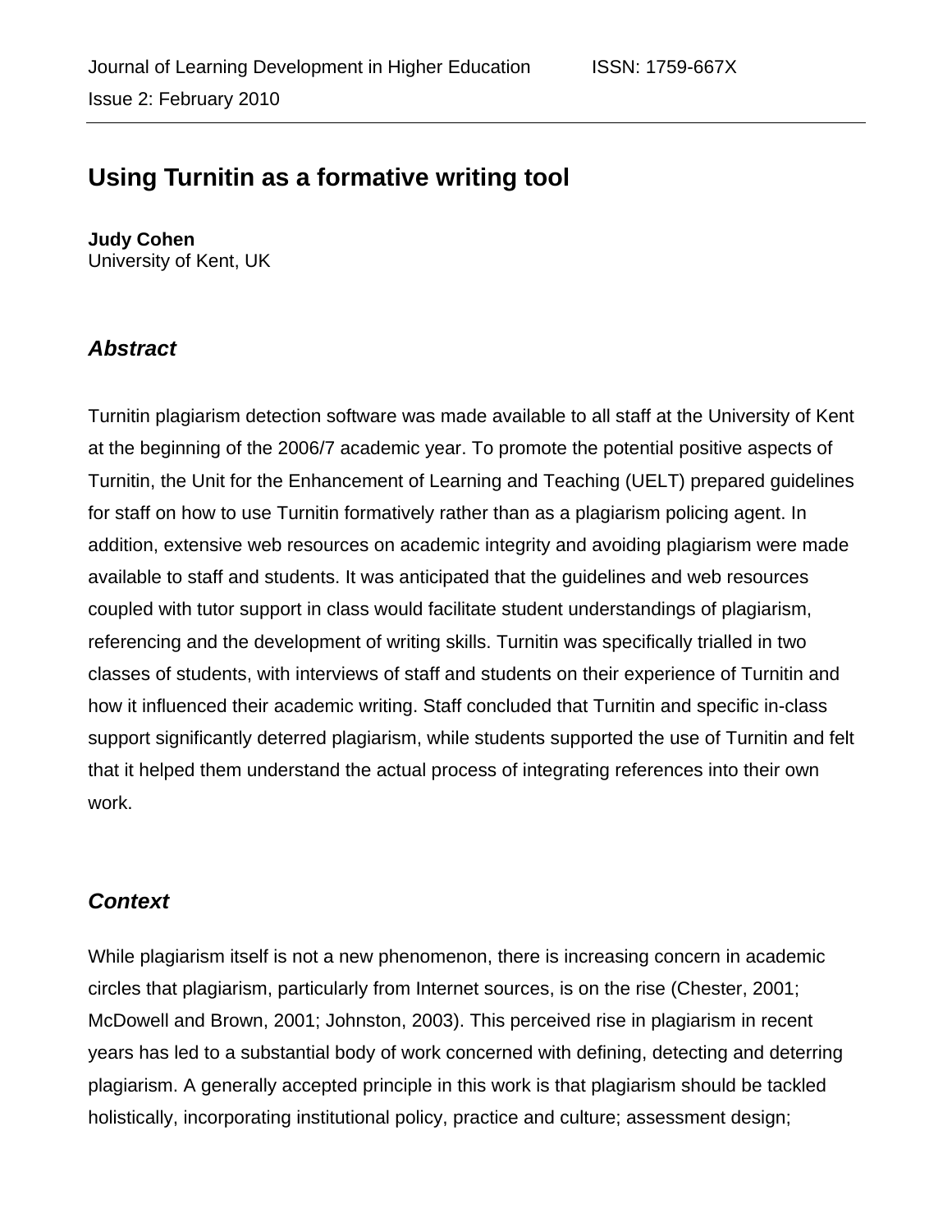# Using Turnitin as a formative writing tool

**Judy Cohen**
University of Kent, UK

## *Abstract*

Turnitin plagiarism detection software was made available to all staff at the University of Kent at the beginning of the 2006/7 academic year. To promote the potential positive aspects of Turnitin, the Unit for the Enhancement of Learning and Teaching (UELT) prepared guidelines for staff on how to use Turnitin formatively rather than as a plagiarism policing agent. In addition, extensive web resources on academic integrity and avoiding plagiarism were made available to staff and students. It was anticipated that the guidelines and web resources coupled with tutor support in class would facilitate student understandings of plagiarism, referencing and the development of writing skills. Turnitin was specifically trialled in two classes of students, with interviews of staff and students on their experience of Turnitin and how it influenced their academic writing. Staff concluded that Turnitin and specific in-class support significantly deterred plagiarism, while students supported the use of Turnitin and felt that it helped them understand the actual process of integrating references into their own work.

## *Context*

While plagiarism itself is not a new phenomenon, there is increasing concern in academic circles that plagiarism, particularly from Internet sources, is on the rise (Chester, 2001; McDowell and Brown, 2001; Johnston, 2003). This perceived rise in plagiarism in recent years has led to a substantial body of work concerned with defining, detecting and deterring plagiarism. A generally accepted principle in this work is that plagiarism should be tackled holistically, incorporating institutional policy, practice and culture; assessment design;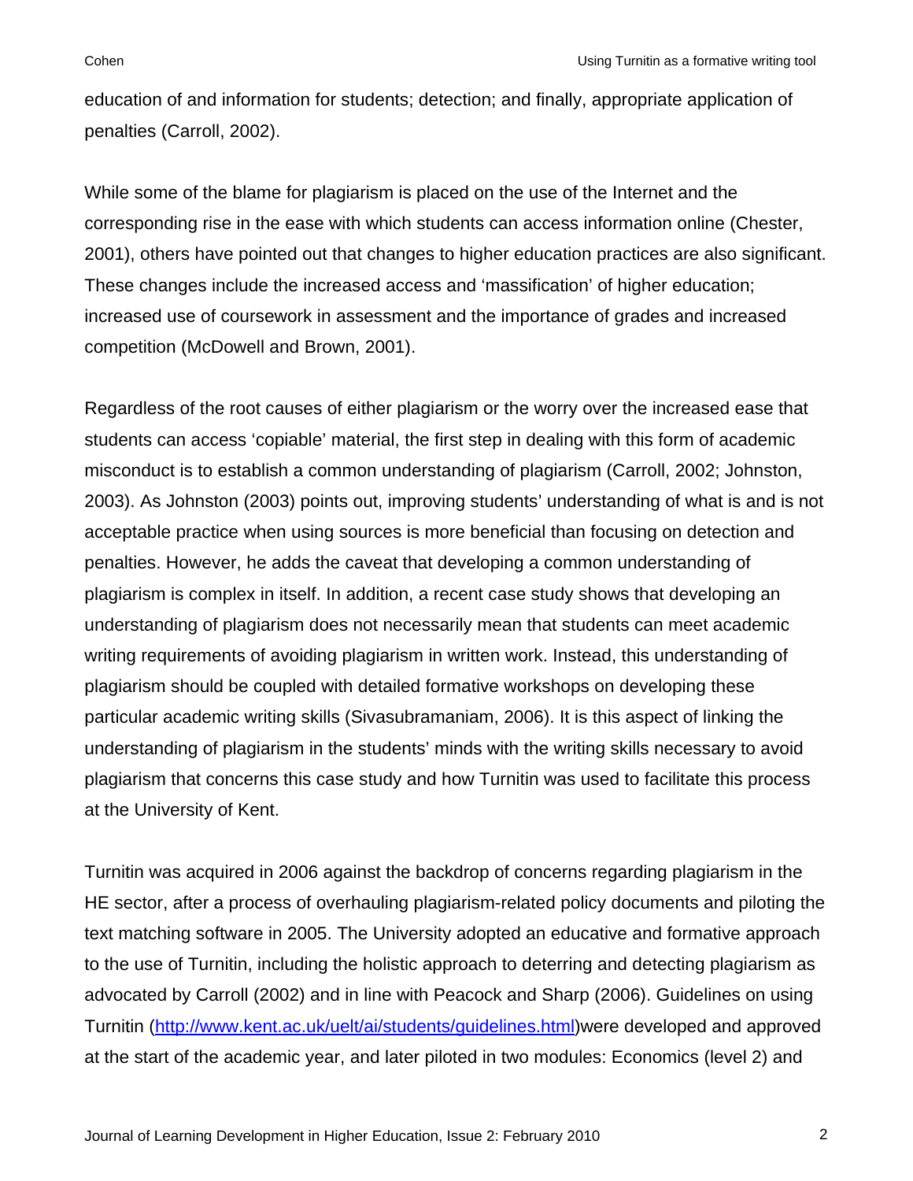education of and information for students; detection; and finally, appropriate application of penalties (Carroll, 2002).

While some of the blame for plagiarism is placed on the use of the Internet and the corresponding rise in the ease with which students can access information online (Chester, 2001), others have pointed out that changes to higher education practices are also significant. These changes include the increased access and 'massification' of higher education; increased use of coursework in assessment and the importance of grades and increased competition (McDowell and Brown, 2001).

Regardless of the root causes of either plagiarism or the worry over the increased ease that students can access 'copiable' material, the first step in dealing with this form of academic misconduct is to establish a common understanding of plagiarism (Carroll, 2002; Johnston, 2003). As Johnston (2003) points out, improving students' understanding of what is and is not acceptable practice when using sources is more beneficial than focusing on detection and penalties. However, he adds the caveat that developing a common understanding of plagiarism is complex in itself. In addition, a recent case study shows that developing an understanding of plagiarism does not necessarily mean that students can meet academic writing requirements of avoiding plagiarism in written work. Instead, this understanding of plagiarism should be coupled with detailed formative workshops on developing these particular academic writing skills (Sivasubramaniam, 2006). It is this aspect of linking the understanding of plagiarism in the students' minds with the writing skills necessary to avoid plagiarism that concerns this case study and how Turnitin was used to facilitate this process at the University of Kent.

Turnitin was acquired in 2006 against the backdrop of concerns regarding plagiarism in the HE sector, after a process of overhauling plagiarism-related policy documents and piloting the text matching software in 2005. The University adopted an educative and formative approach to the use of Turnitin, including the holistic approach to deterring and detecting plagiarism as advocated by Carroll (2002) and in line with Peacock and Sharp (2006). Guidelines on using Turnitin ([http://www.kent.ac.uk/uelt/ai/students/guidelines.html](http://www.kent.ac.uk/uelt/ai/students/guidelines.html))were developed and approved at the start of the academic year, and later piloted in two modules: Economics (level 2) and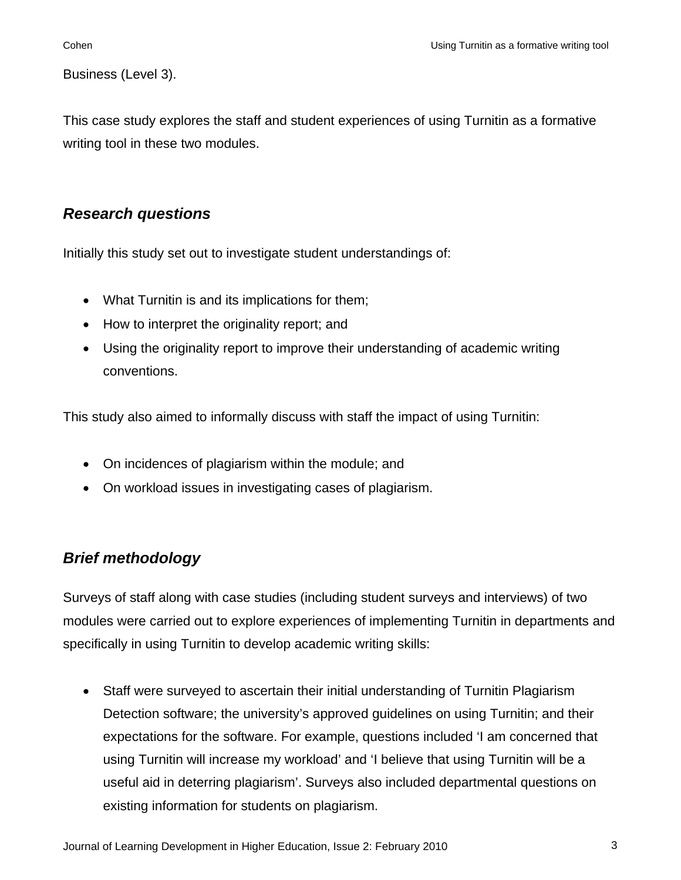Business (Level 3).

This case study explores the staff and student experiences of using Turnitin as a formative writing tool in these two modules.

## *Research questions*

Initially this study set out to investigate student understandings of:

- What Turnitin is and its implications for them;
- How to interpret the originality report; and
- Using the originality report to improve their understanding of academic writing conventions.

This study also aimed to informally discuss with staff the impact of using Turnitin:

- On incidences of plagiarism within the module; and
- On workload issues in investigating cases of plagiarism.

## *Brief methodology*

Surveys of staff along with case studies (including student surveys and interviews) of two modules were carried out to explore experiences of implementing Turnitin in departments and specifically in using Turnitin to develop academic writing skills:

- Staff were surveyed to ascertain their initial understanding of Turnitin Plagiarism Detection software; the university's approved guidelines on using Turnitin; and their expectations for the software. For example, questions included 'I am concerned that using Turnitin will increase my workload' and 'I believe that using Turnitin will be a useful aid in deterring plagiarism'. Surveys also included departmental questions on existing information for students on plagiarism.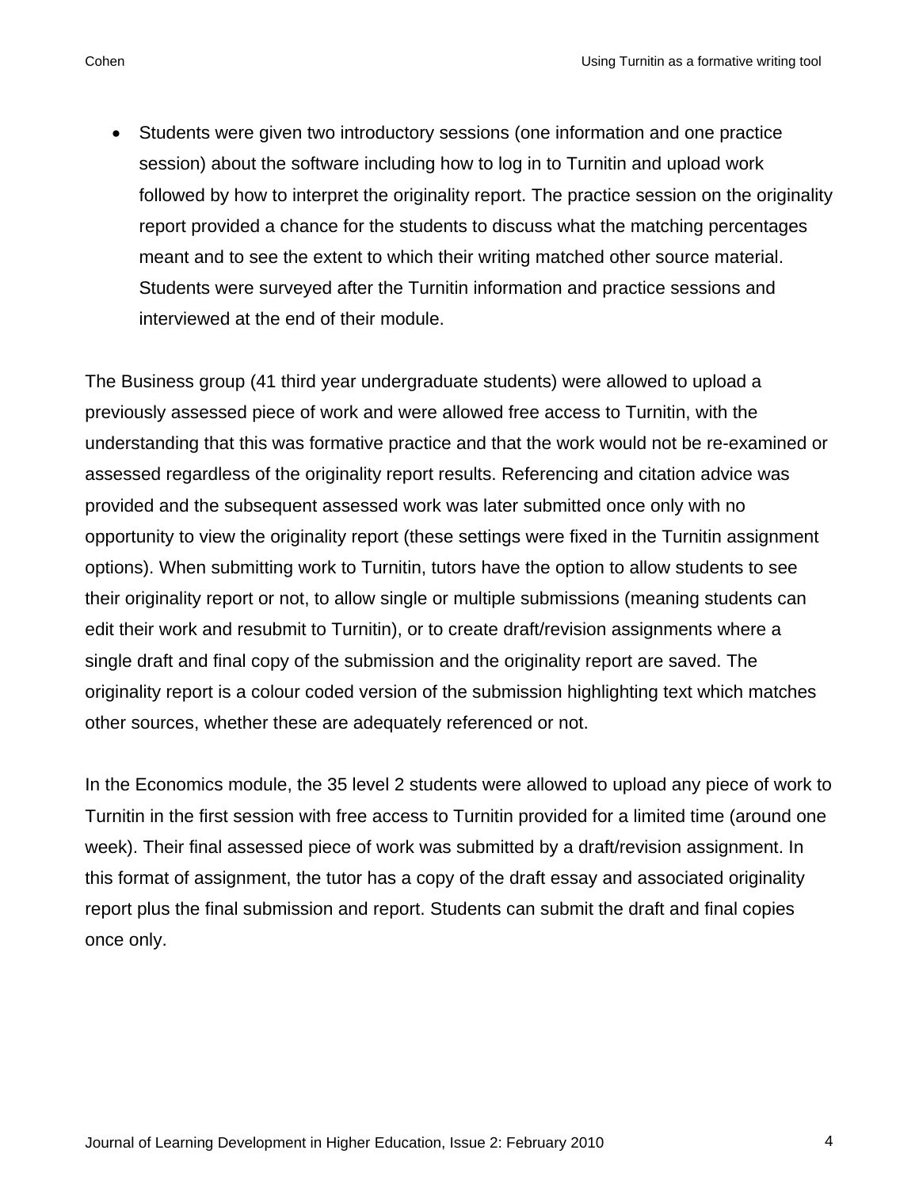- Students were given two introductory sessions (one information and one practice session) about the software including how to log in to Turnitin and upload work followed by how to interpret the originality report. The practice session on the originality report provided a chance for the students to discuss what the matching percentages meant and to see the extent to which their writing matched other source material. Students were surveyed after the Turnitin information and practice sessions and interviewed at the end of their module.

The Business group (41 third year undergraduate students) were allowed to upload a previously assessed piece of work and were allowed free access to Turnitin, with the understanding that this was formative practice and that the work would not be re-examined or assessed regardless of the originality report results. Referencing and citation advice was provided and the subsequent assessed work was later submitted once only with no opportunity to view the originality report (these settings were fixed in the Turnitin assignment options). When submitting work to Turnitin, tutors have the option to allow students to see their originality report or not, to allow single or multiple submissions (meaning students can edit their work and resubmit to Turnitin), or to create draft/revision assignments where a single draft and final copy of the submission and the originality report are saved. The originality report is a colour coded version of the submission highlighting text which matches other sources, whether these are adequately referenced or not.

In the Economics module, the 35 level 2 students were allowed to upload any piece of work to Turnitin in the first session with free access to Turnitin provided for a limited time (around one week). Their final assessed piece of work was submitted by a draft/revision assignment. In this format of assignment, the tutor has a copy of the draft essay and associated originality report plus the final submission and report. Students can submit the draft and final copies once only.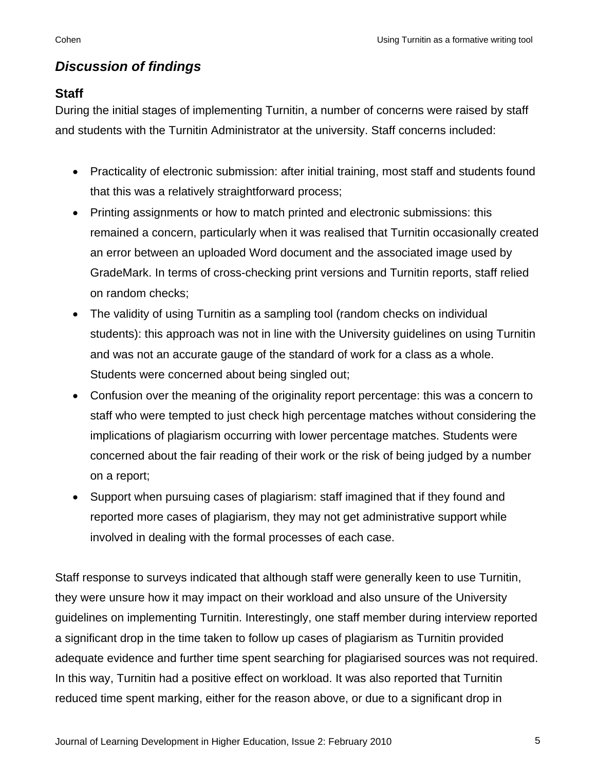## *Discussion of findings*

### Staff

During the initial stages of implementing Turnitin, a number of concerns were raised by staff and students with the Turnitin Administrator at the university. Staff concerns included:

- Practicality of electronic submission: after initial training, most staff and students found that this was a relatively straightforward process;
- Printing assignments or how to match printed and electronic submissions: this remained a concern, particularly when it was realised that Turnitin occasionally created an error between an uploaded Word document and the associated image used by GradeMark. In terms of cross-checking print versions and Turnitin reports, staff relied on random checks;
- The validity of using Turnitin as a sampling tool (random checks on individual students): this approach was not in line with the University guidelines on using Turnitin and was not an accurate gauge of the standard of work for a class as a whole. Students were concerned about being singled out;
- Confusion over the meaning of the originality report percentage: this was a concern to staff who were tempted to just check high percentage matches without considering the implications of plagiarism occurring with lower percentage matches. Students were concerned about the fair reading of their work or the risk of being judged by a number on a report;
- Support when pursuing cases of plagiarism: staff imagined that if they found and reported more cases of plagiarism, they may not get administrative support while involved in dealing with the formal processes of each case.

Staff response to surveys indicated that although staff were generally keen to use Turnitin, they were unsure how it may impact on their workload and also unsure of the University guidelines on implementing Turnitin. Interestingly, one staff member during interview reported a significant drop in the time taken to follow up cases of plagiarism as Turnitin provided adequate evidence and further time spent searching for plagiarised sources was not required. In this way, Turnitin had a positive effect on workload. It was also reported that Turnitin reduced time spent marking, either for the reason above, or due to a significant drop in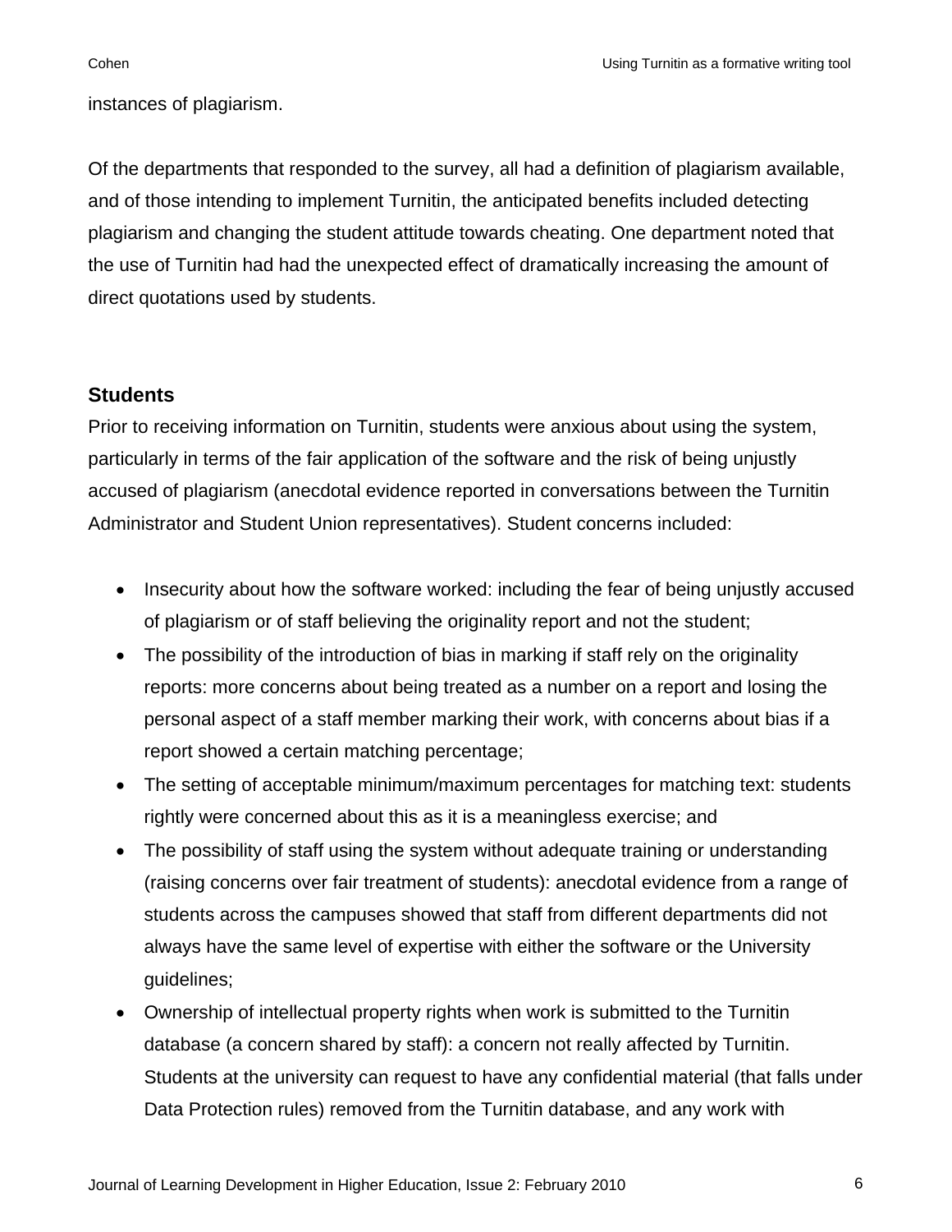instances of plagiarism.

Of the departments that responded to the survey, all had a definition of plagiarism available, and of those intending to implement Turnitin, the anticipated benefits included detecting plagiarism and changing the student attitude towards cheating. One department noted that the use of Turnitin had had the unexpected effect of dramatically increasing the amount of direct quotations used by students.

### Students

Prior to receiving information on Turnitin, students were anxious about using the system, particularly in terms of the fair application of the software and the risk of being unjustly accused of plagiarism (anecdotal evidence reported in conversations between the Turnitin Administrator and Student Union representatives). Student concerns included:

- Insecurity about how the software worked: including the fear of being unjustly accused of plagiarism or of staff believing the originality report and not the student;
- The possibility of the introduction of bias in marking if staff rely on the originality reports: more concerns about being treated as a number on a report and losing the personal aspect of a staff member marking their work, with concerns about bias if a report showed a certain matching percentage;
- The setting of acceptable minimum/maximum percentages for matching text: students rightly were concerned about this as it is a meaningless exercise; and
- The possibility of staff using the system without adequate training or understanding (raising concerns over fair treatment of students): anecdotal evidence from a range of students across the campuses showed that staff from different departments did not always have the same level of expertise with either the software or the University guidelines;
- Ownership of intellectual property rights when work is submitted to the Turnitin database (a concern shared by staff): a concern not really affected by Turnitin. Students at the university can request to have any confidential material (that falls under Data Protection rules) removed from the Turnitin database, and any work with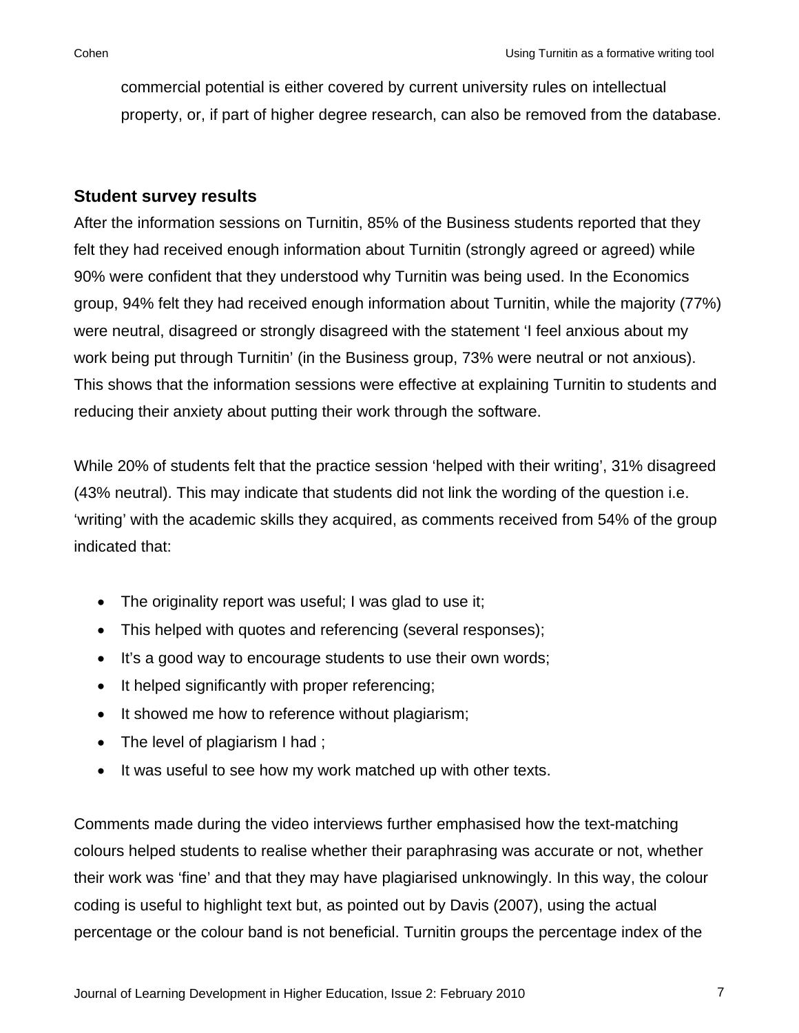commercial potential is either covered by current university rules on intellectual property, or, if part of higher degree research, can also be removed from the database.

## Student survey results

After the information sessions on Turnitin, 85% of the Business students reported that they felt they had received enough information about Turnitin (strongly agreed or agreed) while 90% were confident that they understood why Turnitin was being used. In the Economics group, 94% felt they had received enough information about Turnitin, while the majority (77%) were neutral, disagreed or strongly disagreed with the statement 'I feel anxious about my work being put through Turnitin' (in the Business group, 73% were neutral or not anxious). This shows that the information sessions were effective at explaining Turnitin to students and reducing their anxiety about putting their work through the software.

While 20% of students felt that the practice session 'helped with their writing', 31% disagreed (43% neutral). This may indicate that students did not link the wording of the question i.e. 'writing' with the academic skills they acquired, as comments received from 54% of the group indicated that:

- The originality report was useful; I was glad to use it;
- This helped with quotes and referencing (several responses);
- It's a good way to encourage students to use their own words;
- It helped significantly with proper referencing;
- It showed me how to reference without plagiarism;
- The level of plagiarism I had ;
- It was useful to see how my work matched up with other texts.

Comments made during the video interviews further emphasised how the text-matching colours helped students to realise whether their paraphrasing was accurate or not, whether their work was 'fine' and that they may have plagiarised unknowingly. In this way, the colour coding is useful to highlight text but, as pointed out by Davis (2007), using the actual percentage or the colour band is not beneficial. Turnitin groups the percentage index of the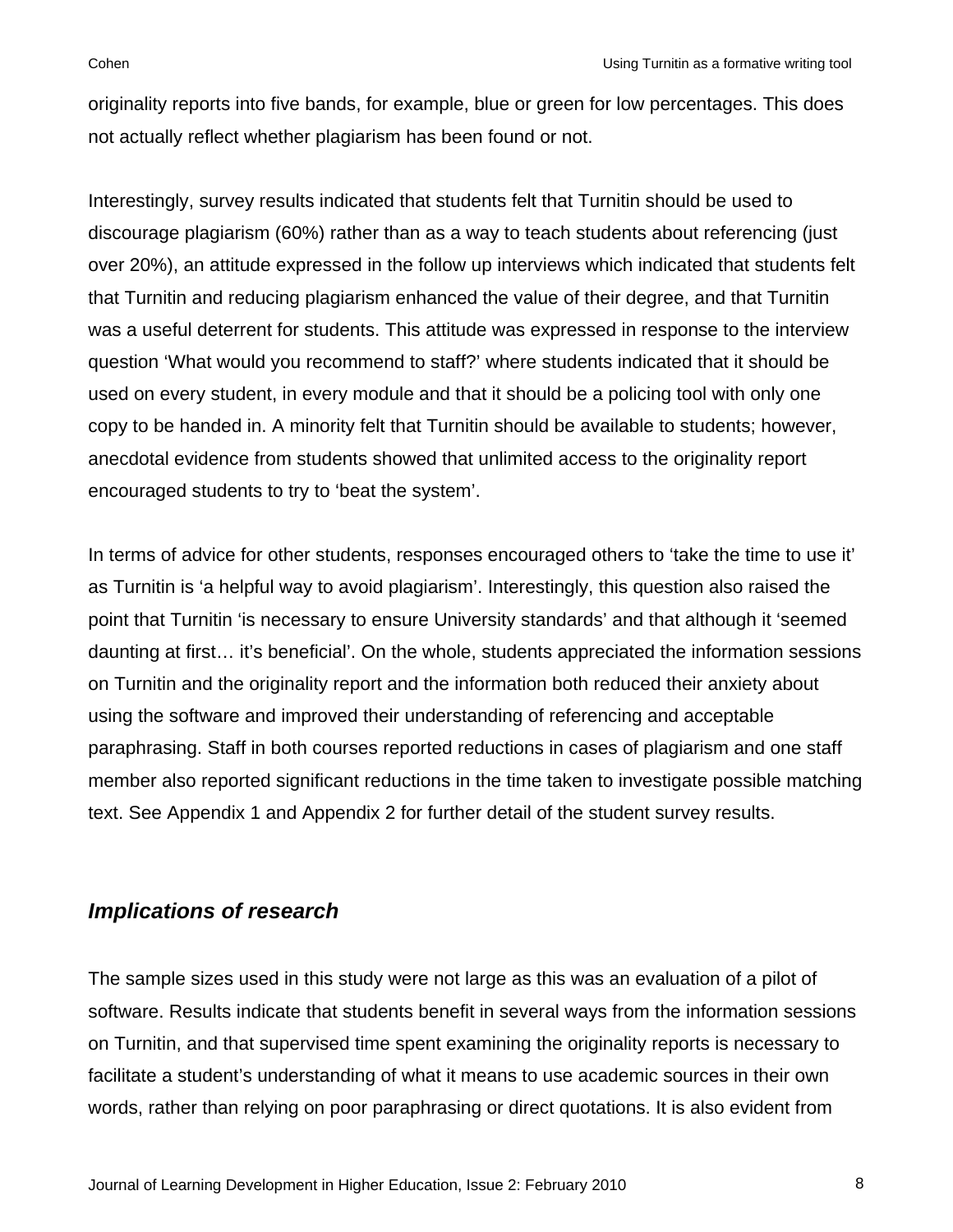originality reports into five bands, for example, blue or green for low percentages. This does not actually reflect whether plagiarism has been found or not.

Interestingly, survey results indicated that students felt that Turnitin should be used to discourage plagiarism (60%) rather than as a way to teach students about referencing (just over 20%), an attitude expressed in the follow up interviews which indicated that students felt that Turnitin and reducing plagiarism enhanced the value of their degree, and that Turnitin was a useful deterrent for students. This attitude was expressed in response to the interview question 'What would you recommend to staff?' where students indicated that it should be used on every student, in every module and that it should be a policing tool with only one copy to be handed in. A minority felt that Turnitin should be available to students; however, anecdotal evidence from students showed that unlimited access to the originality report encouraged students to try to 'beat the system'.

In terms of advice for other students, responses encouraged others to 'take the time to use it' as Turnitin is 'a helpful way to avoid plagiarism'. Interestingly, this question also raised the point that Turnitin 'is necessary to ensure University standards' and that although it 'seemed daunting at first… it's beneficial'. On the whole, students appreciated the information sessions on Turnitin and the originality report and the information both reduced their anxiety about using the software and improved their understanding of referencing and acceptable paraphrasing. Staff in both courses reported reductions in cases of plagiarism and one staff member also reported significant reductions in the time taken to investigate possible matching text. See Appendix 1 and Appendix 2 for further detail of the student survey results.

## *Implications of research*

The sample sizes used in this study were not large as this was an evaluation of a pilot of software. Results indicate that students benefit in several ways from the information sessions on Turnitin, and that supervised time spent examining the originality reports is necessary to facilitate a student's understanding of what it means to use academic sources in their own words, rather than relying on poor paraphrasing or direct quotations. It is also evident from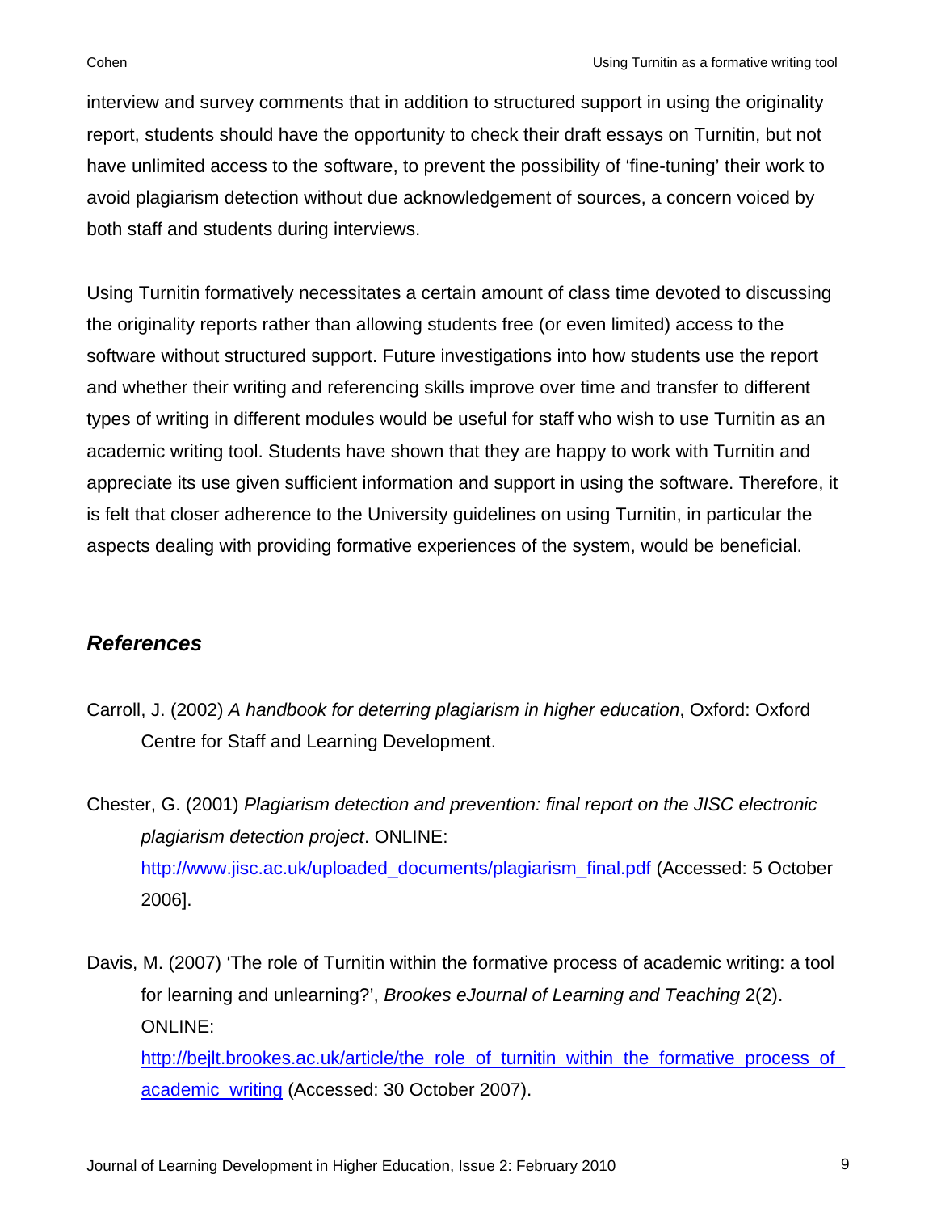interview and survey comments that in addition to structured support in using the originality report, students should have the opportunity to check their draft essays on Turnitin, but not have unlimited access to the software, to prevent the possibility of 'fine-tuning' their work to avoid plagiarism detection without due acknowledgement of sources, a concern voiced by both staff and students during interviews.

Using Turnitin formatively necessitates a certain amount of class time devoted to discussing the originality reports rather than allowing students free (or even limited) access to the software without structured support. Future investigations into how students use the report and whether their writing and referencing skills improve over time and transfer to different types of writing in different modules would be useful for staff who wish to use Turnitin as an academic writing tool. Students have shown that they are happy to work with Turnitin and appreciate its use given sufficient information and support in using the software. Therefore, it is felt that closer adherence to the University guidelines on using Turnitin, in particular the aspects dealing with providing formative experiences of the system, would be beneficial.

## *References*

Carroll, J. (2002) *A handbook for deterring plagiarism in higher education*, Oxford: Oxford Centre for Staff and Learning Development.

Chester, G. (2001) *Plagiarism detection and prevention: final report on the JISC electronic plagiarism detection project*. ONLINE: http://www.jisc.ac.uk/uploaded_documents/plagiarism_final.pdf (Accessed: 5 October 2006].

Davis, M. (2007) 'The role of Turnitin within the formative process of academic writing: a tool for learning and unlearning?', *Brookes eJournal of Learning and Teaching* 2(2). ONLINE: http://bejlt.brookes.ac.uk/article/the_role_of_turnitin_within_the_formative_process_of_academic_writing (Accessed: 30 October 2007).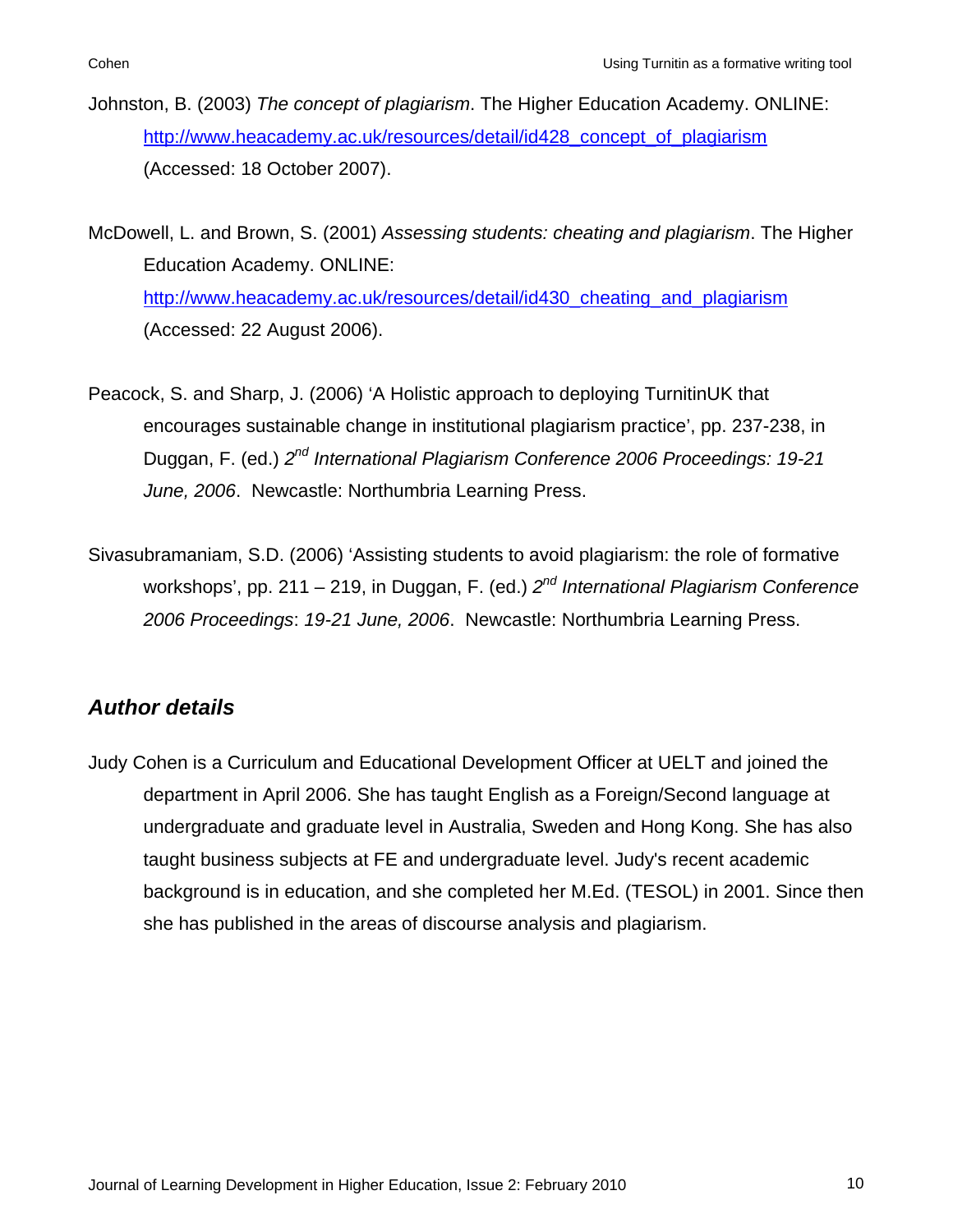Johnston, B. (2003) *The concept of plagiarism*. The Higher Education Academy. ONLINE: http://www.heacademy.ac.uk/resources/detail/id428_concept_of_plagiarism (Accessed: 18 October 2007).

McDowell, L. and Brown, S. (2001) *Assessing students: cheating and plagiarism*. The Higher Education Academy. ONLINE: http://www.heacademy.ac.uk/resources/detail/id430_cheating_and_plagiarism (Accessed: 22 August 2006).

Peacock, S. and Sharp, J. (2006) 'A Holistic approach to deploying TurnitinUK that encourages sustainable change in institutional plagiarism practice', pp. 237-238, in Duggan, F. (ed.) *2nd International Plagiarism Conference 2006 Proceedings: 19-21 June, 2006*. Newcastle: Northumbria Learning Press.

Sivasubramaniam, S.D. (2006) 'Assisting students to avoid plagiarism: the role of formative workshops', pp. 211 – 219, in Duggan, F. (ed.) *2nd International Plagiarism Conference 2006 Proceedings*: *19-21 June, 2006*. Newcastle: Northumbria Learning Press.

## *Author details*

Judy Cohen is a Curriculum and Educational Development Officer at UELT and joined the department in April 2006. She has taught English as a Foreign/Second language at undergraduate and graduate level in Australia, Sweden and Hong Kong. She has also taught business subjects at FE and undergraduate level. Judy's recent academic background is in education, and she completed her M.Ed. (TESOL) in 2001. Since then she has published in the areas of discourse analysis and plagiarism.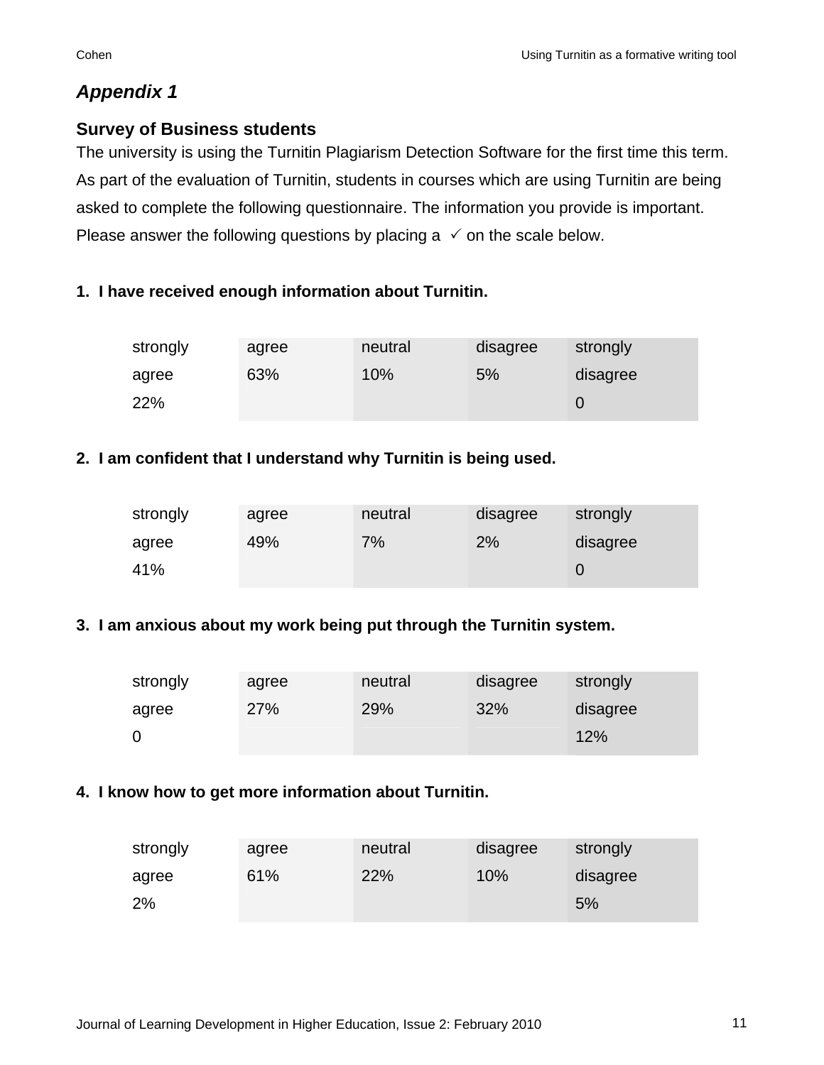## *Appendix 1*

### Survey of Business students

The university is using the Turnitin Plagiarism Detection Software for the first time this term. As part of the evaluation of Turnitin, students in courses which are using Turnitin are being asked to complete the following questionnaire. The information you provide is important. Please answer the following questions by placing a ✓ on the scale below.

**1. I have received enough information about Turnitin.**

| strongly agree | agree | neutral | disagree | strongly disagree |
|---|---|---|---|---|
| 22% | 63% | 10% | 5% | 0 |

**2. I am confident that I understand why Turnitin is being used.**

| strongly agree | agree | neutral | disagree | strongly disagree |
|---|---|---|---|---|
| 41% | 49% | 7% | 2% | 0 |

**3. I am anxious about my work being put through the Turnitin system.**

| strongly agree | agree | neutral | disagree | strongly disagree |
|---|---|---|---|---|
| 0 | 27% | 29% | 32% | 12% |

**4. I know how to get more information about Turnitin.**

| strongly agree | agree | neutral | disagree | strongly disagree |
|---|---|---|---|---|
| 2% | 61% | 22% | 10% | 5% |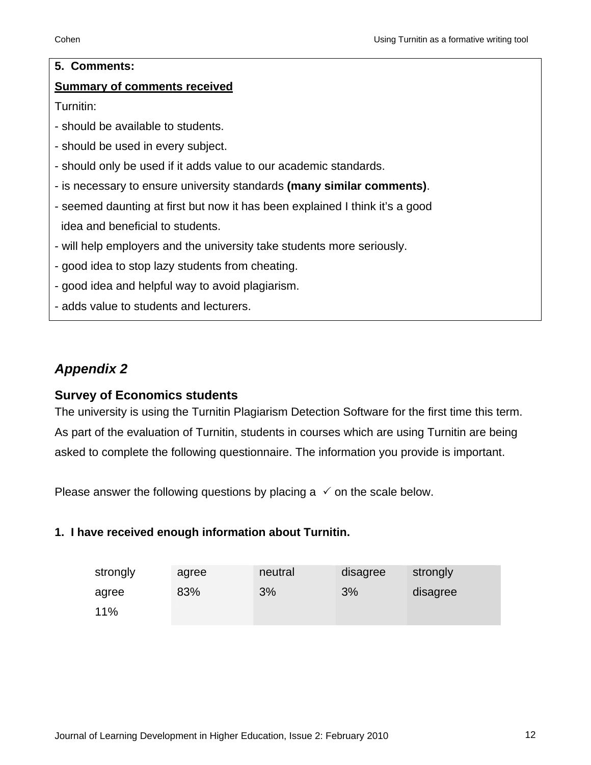**5. Comments:**

**Summary of comments received**

Turnitin:

- should be available to students.
- should be used in every subject.
- should only be used if it adds value to our academic standards.
- is necessary to ensure university standards **(many similar comments)**.
- seemed daunting at first but now it has been explained I think it's a good idea and beneficial to students.
- will help employers and the university take students more seriously.
- good idea to stop lazy students from cheating.
- good idea and helpful way to avoid plagiarism.
- adds value to students and lecturers.

## *Appendix 2*

### Survey of Economics students

The university is using the Turnitin Plagiarism Detection Software for the first time this term. As part of the evaluation of Turnitin, students in courses which are using Turnitin are being asked to complete the following questionnaire. The information you provide is important.

Please answer the following questions by placing a ✓ on the scale below.

**1. I have received enough information about Turnitin.**

| strongly agree | agree | neutral | disagree | strongly disagree |
|---|---|---|---|---|
| 11% | 83% | 3% | 3% | |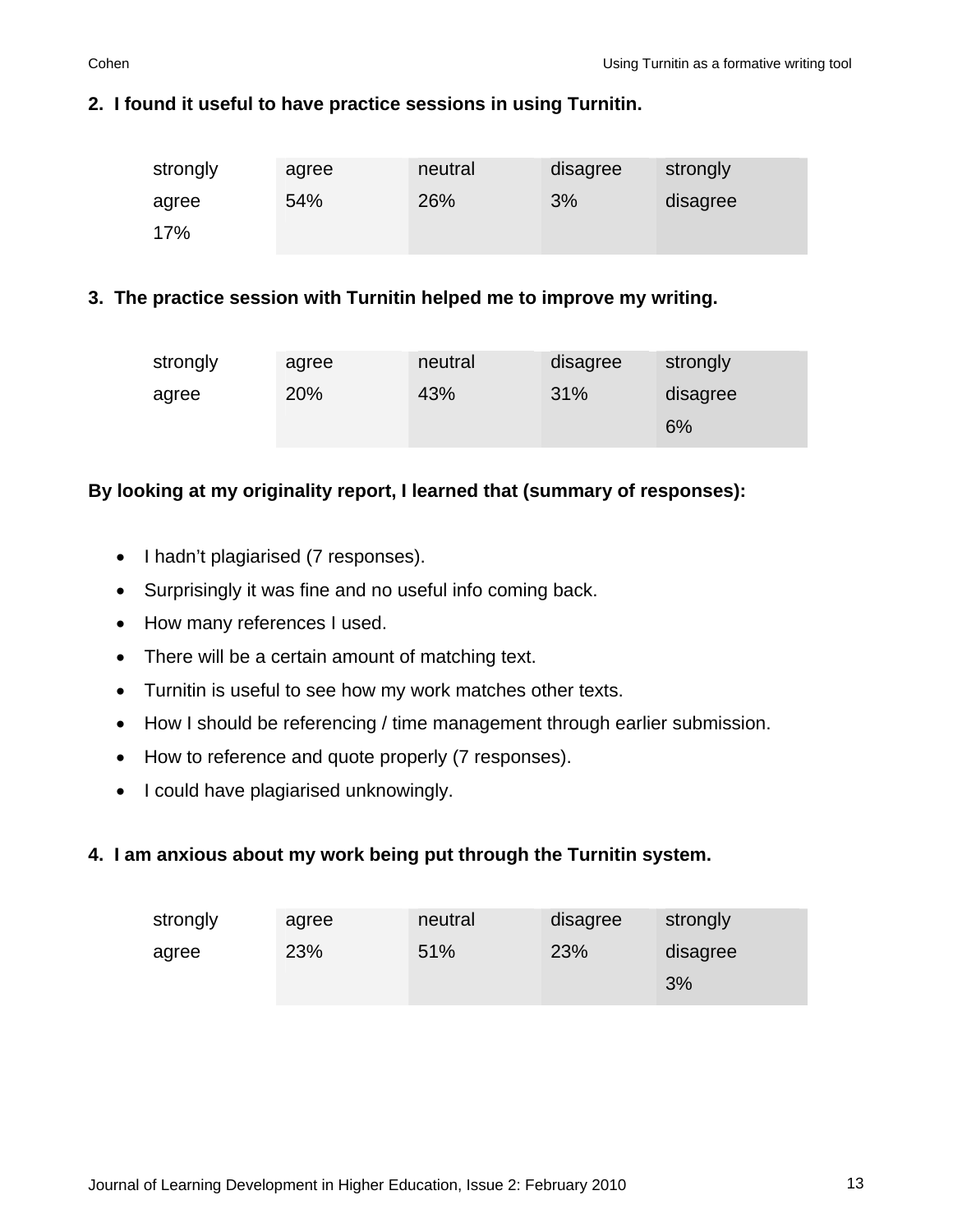**2. I found it useful to have practice sessions in using Turnitin.**

| strongly agree | agree | neutral | disagree | strongly disagree |
|---|---|---|---|---|
| 17% | 54% | 26% | 3% | |

**3. The practice session with Turnitin helped me to improve my writing.**

| strongly agree | agree | neutral | disagree | strongly disagree |
|---|---|---|---|---|
| | 20% | 43% | 31% | 6% |

**By looking at my originality report, I learned that (summary of responses):**

- I hadn't plagiarised (7 responses).
- Surprisingly it was fine and no useful info coming back.
- How many references I used.
- There will be a certain amount of matching text.
- Turnitin is useful to see how my work matches other texts.
- How I should be referencing / time management through earlier submission.
- How to reference and quote properly (7 responses).
- I could have plagiarised unknowingly.

**4. I am anxious about my work being put through the Turnitin system.**

| strongly agree | agree | neutral | disagree | strongly disagree |
|---|---|---|---|---|
| | 23% | 51% | 23% | 3% |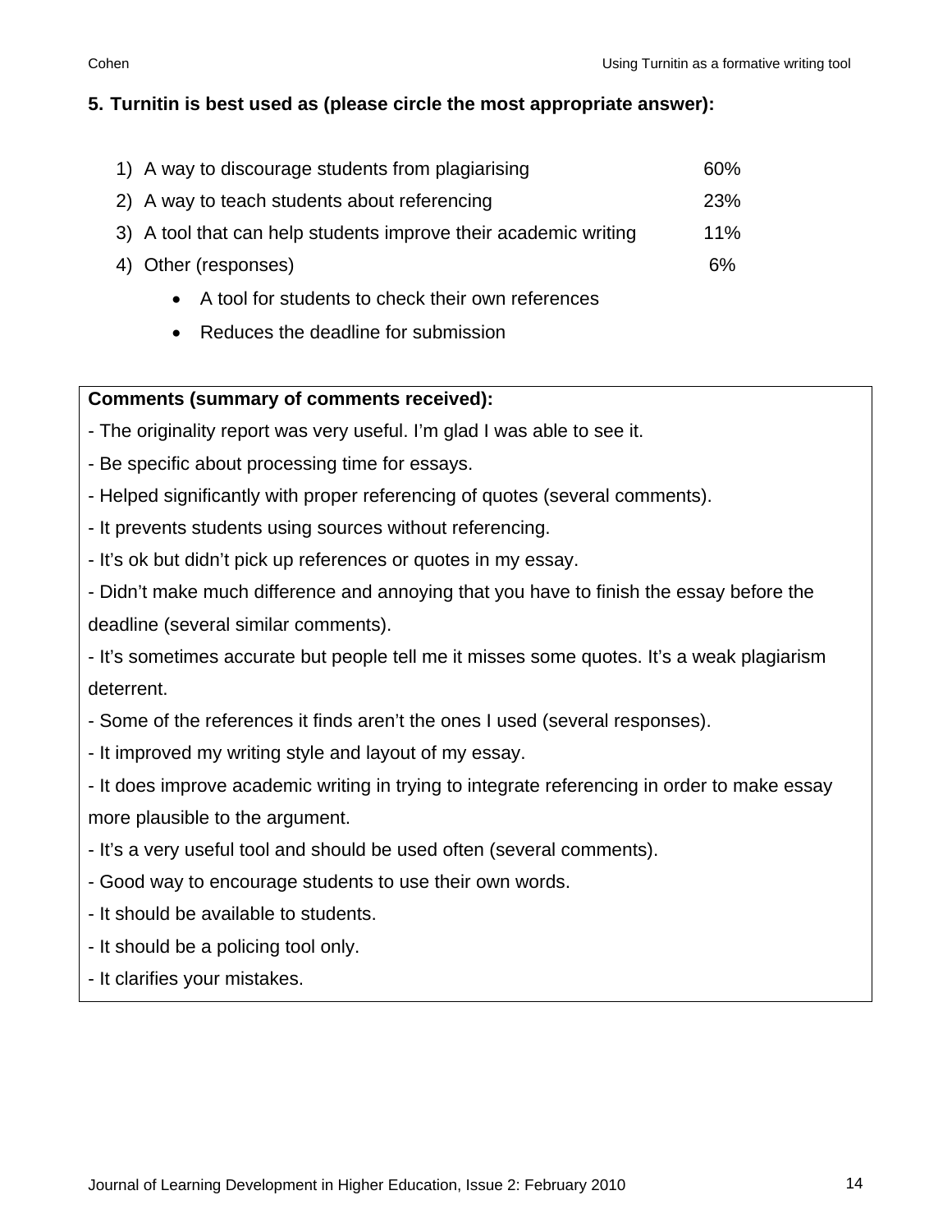**5. Turnitin is best used as (please circle the most appropriate answer):**

| | |
|---|---|
| 1) A way to discourage students from plagiarising | 60% |
| 2) A way to teach students about referencing | 23% |
| 3) A tool that can help students improve their academic writing | 11% |
| 4) Other (responses) | 6% |

- A tool for students to check their own references
- Reduces the deadline for submission

**Comments (summary of comments received):**

- The originality report was very useful. I'm glad I was able to see it.
- Be specific about processing time for essays.
- Helped significantly with proper referencing of quotes (several comments).
- It prevents students using sources without referencing.
- It's ok but didn't pick up references or quotes in my essay.
- Didn't make much difference and annoying that you have to finish the essay before the deadline (several similar comments).
- It's sometimes accurate but people tell me it misses some quotes. It's a weak plagiarism deterrent.
- Some of the references it finds aren't the ones I used (several responses).
- It improved my writing style and layout of my essay.
- It does improve academic writing in trying to integrate referencing in order to make essay more plausible to the argument.
- It's a very useful tool and should be used often (several comments).
- Good way to encourage students to use their own words.
- It should be available to students.
- It should be a policing tool only.
- It clarifies your mistakes.